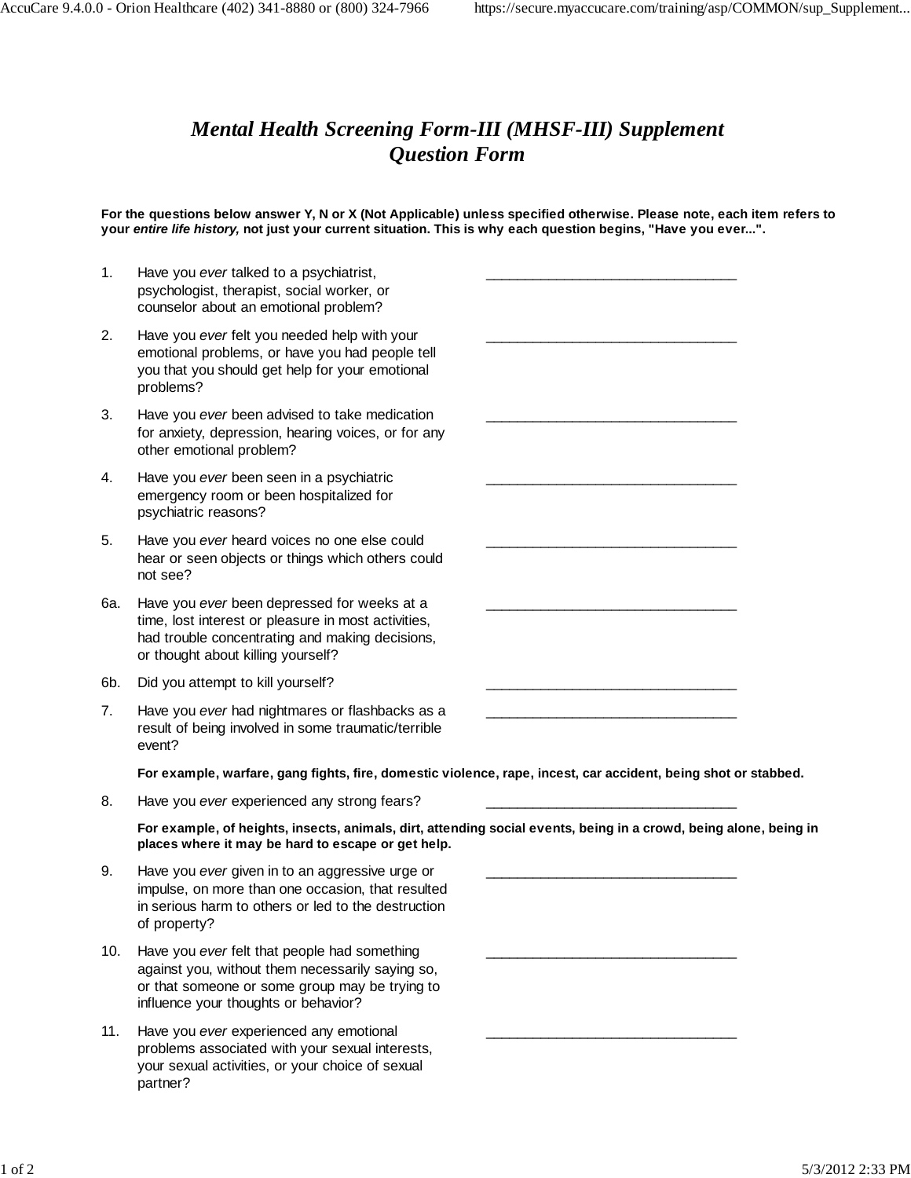# *Mental Health Screening Form-III (MHSF-III) Supplement Question Form*

**For the questions below answer Y, N or X (Not Applicable) unless specified otherwise. Please note, each item refers to your *entire life history,* not just your current situation. This is why each question begins, "Have you ever...".**

1. Have you *ever* talked to a psychiatrist, psychologist, therapist, social worker, or counselor about an emotional problem? ________________________________

2. Have you *ever* felt you needed help with your emotional problems, or have you had people tell you that you should get help for your emotional problems? ________________________________

3. Have you *ever* been advised to take medication for anxiety, depression, hearing voices, or for any other emotional problem? ________________________________

4. Have you *ever* been seen in a psychiatric emergency room or been hospitalized for psychiatric reasons? ________________________________

5. Have you *ever* heard voices no one else could hear or seen objects or things which others could not see? ________________________________

6a. Have you *ever* been depressed for weeks at a time, lost interest or pleasure in most activities, had trouble concentrating and making decisions, or thought about killing yourself? ________________________________

6b. Did you attempt to kill yourself? ________________________________

7. Have you *ever* had nightmares or flashbacks as a result of being involved in some traumatic/terrible event? ________________________________

   **For example, warfare, gang fights, fire, domestic violence, rape, incest, car accident, being shot or stabbed.**

8. Have you *ever* experienced any strong fears? ________________________________

   **For example, of heights, insects, animals, dirt, attending social events, being in a crowd, being alone, being in places where it may be hard to escape or get help.**

9. Have you *ever* given in to an aggressive urge or impulse, on more than one occasion, that resulted in serious harm to others or led to the destruction of property? ________________________________

10. Have you *ever* felt that people had something against you, without them necessarily saying so, or that someone or some group may be trying to influence your thoughts or behavior? ________________________________

11. Have you *ever* experienced any emotional problems associated with your sexual interests, your sexual activities, or your choice of sexual partner? ________________________________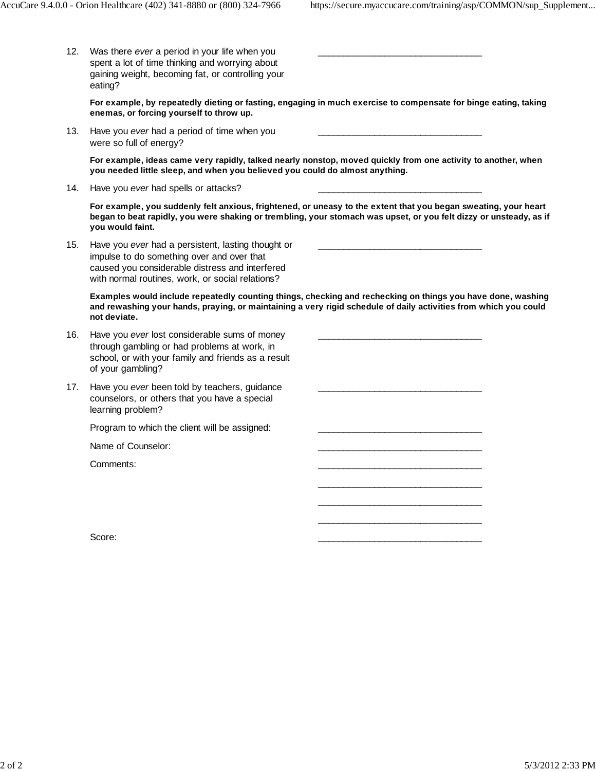12. Was there *ever* a period in your life when you spent a lot of time thinking and worrying about gaining weight, becoming fat, or controlling your eating? ________________________________

    **For example, by repeatedly dieting or fasting, engaging in much exercise to compensate for binge eating, taking enemas, or forcing yourself to throw up.**

13. Have you *ever* had a period of time when you were so full of energy? ________________________________

    **For example, ideas came very rapidly, talked nearly nonstop, moved quickly from one activity to another, when you needed little sleep, and when you believed you could do almost anything.**

14. Have you *ever* had spells or attacks? ________________________________

    **For example, you suddenly felt anxious, frightened, or uneasy to the extent that you began sweating, your heart began to beat rapidly, you were shaking or trembling, your stomach was upset, or you felt dizzy or unsteady, as if you would faint.**

15. Have you *ever* had a persistent, lasting thought or impulse to do something over and over that caused you considerable distress and interfered with normal routines, work, or social relations? ________________________________

    **Examples would include repeatedly counting things, checking and rechecking on things you have done, washing and rewashing your hands, praying, or maintaining a very rigid schedule of daily activities from which you could not deviate.**

16. Have you *ever* lost considerable sums of money through gambling or had problems at work, in school, or with your family and friends as a result of your gambling? ________________________________

17. Have you *ever* been told by teachers, guidance counselors, or others that you have a special learning problem? ________________________________

Program to which the client will be assigned: ________________________________

Name of Counselor: ________________________________

Comments: ________________________________

________________________________

________________________________

________________________________

Score: ________________________________